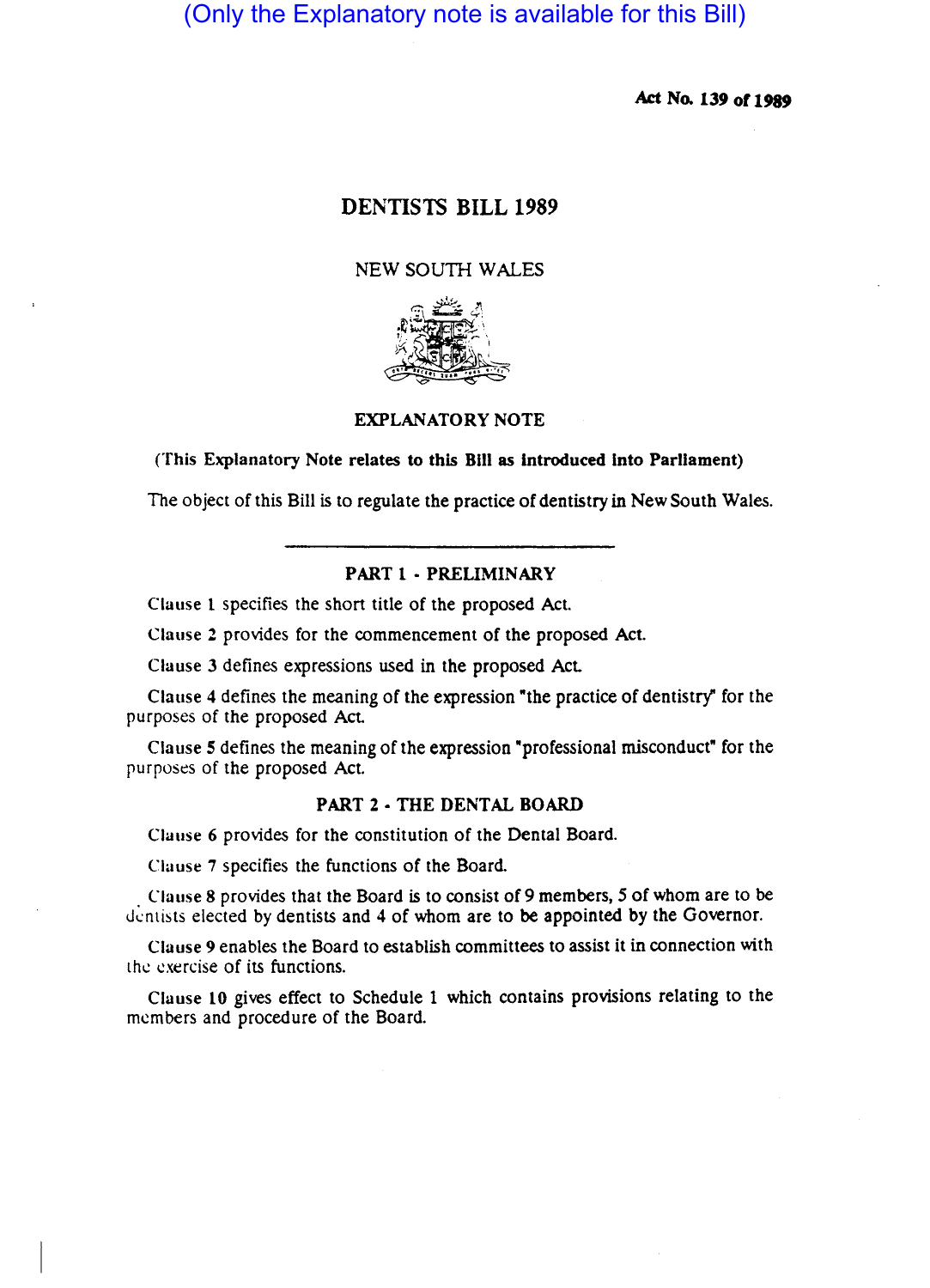(Only the Explanatory note is available for this Bill)

Act No. 139 of 1989

# DENTISTS BILL 1989

NEW SOUTH WALES

## EXPLANATORY NOTE

**(This Explanatory Note relates to this Bill as introduced into Parliament)**

The object of this Bill is to regulate the practice of dentistry in New South Wales.

---

### PART 1 - PRELIMINARY

Clause 1 specifies the short title of the proposed Act.

Clause 2 provides for the commencement of the proposed Act.

Clause 3 defines expressions used in the proposed Act.

Clause 4 defines the meaning of the expression "the practice of dentistry" for the purposes of the proposed Act.

Clause 5 defines the meaning of the expression "professional misconduct" for the purposes of the proposed Act.

### PART 2 - THE DENTAL BOARD

Clause 6 provides for the constitution of the Dental Board.

Clause 7 specifies the functions of the Board.

Clause 8 provides that the Board is to consist of 9 members, 5 of whom are to be dentists elected by dentists and 4 of whom are to be appointed by the Governor.

Clause 9 enables the Board to establish committees to assist it in connection with the exercise of its functions.

Clause 10 gives effect to Schedule 1 which contains provisions relating to the members and procedure of the Board.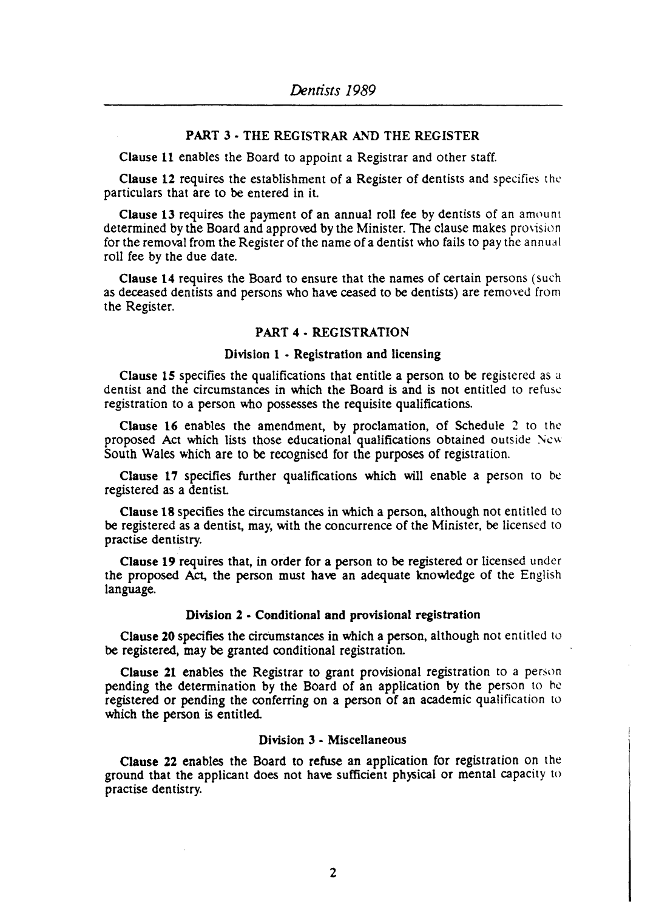## PART 3 - THE REGISTRAR AND THE REGISTER

**Clause 11** enables the Board to appoint a Registrar and other staff.

**Clause 12** requires the establishment of a Register of dentists and specifies the particulars that are to be entered in it.

**Clause 13** requires the payment of an annual roll fee by dentists of an amount determined by the Board and approved by the Minister. The clause makes provision for the removal from the Register of the name of a dentist who fails to pay the annual roll fee by the due date.

**Clause 14** requires the Board to ensure that the names of certain persons (such as deceased dentists and persons who have ceased to be dentists) are removed from the Register.

## PART 4 - REGISTRATION

### Division 1 - Registration and licensing

**Clause 15** specifies the qualifications that entitle a person to be registered as a dentist and the circumstances in which the Board is and is not entitled to refuse registration to a person who possesses the requisite qualifications.

**Clause 16** enables the amendment, by proclamation, of Schedule 2 to the proposed Act which lists those educational qualifications obtained outside New South Wales which are to be recognised for the purposes of registration.

**Clause 17** specifies further qualifications which will enable a person to be registered as a dentist.

**Clause 18** specifies the circumstances in which a person, although not entitled to be registered as a dentist, may, with the concurrence of the Minister, be licensed to practise dentistry.

**Clause 19** requires that, in order for a person to be registered or licensed under the proposed Act, the person must have an adequate knowledge of the English language.

### Division 2 - Conditional and provisional registration

**Clause 20** specifies the circumstances in which a person, although not entitled to be registered, may be granted conditional registration.

**Clause 21** enables the Registrar to grant provisional registration to a person pending the determination by the Board of an application by the person to be registered or pending the conferring on a person of an academic qualification to which the person is entitled.

### Division 3 - Miscellaneous

**Clause 22** enables the Board to refuse an application for registration on the ground that the applicant does not have sufficient physical or mental capacity to practise dentistry.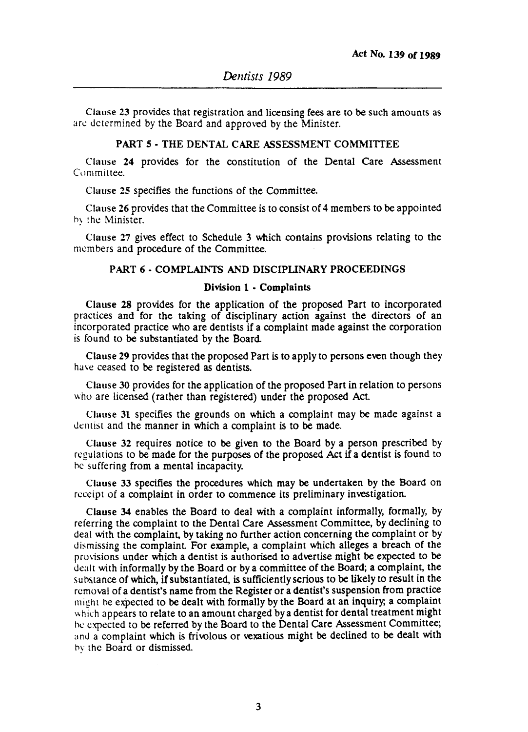Clause 23 provides that registration and licensing fees are to be such amounts as are determined by the Board and approved by the Minister.

## PART 5 - THE DENTAL CARE ASSESSMENT COMMITTEE

Clause 24 provides for the constitution of the Dental Care Assessment Committee.

Clause 25 specifies the functions of the Committee.

Clause 26 provides that the Committee is to consist of 4 members to be appointed by the Minister.

Clause 27 gives effect to Schedule 3 which contains provisions relating to the members and procedure of the Committee.

## PART 6 - COMPLAINTS AND DISCIPLINARY PROCEEDINGS

### Division 1 - Complaints

Clause 28 provides for the application of the proposed Part to incorporated practices and for the taking of disciplinary action against the directors of an incorporated practice who are dentists if a complaint made against the corporation is found to be substantiated by the Board.

Clause 29 provides that the proposed Part is to apply to persons even though they have ceased to be registered as dentists.

Clause 30 provides for the application of the proposed Part in relation to persons who are licensed (rather than registered) under the proposed Act.

Clause 31 specifies the grounds on which a complaint may be made against a dentist and the manner in which a complaint is to be made.

Clause 32 requires notice to be given to the Board by a person prescribed by regulations to be made for the purposes of the proposed Act if a dentist is found to be suffering from a mental incapacity.

Clause 33 specifies the procedures which may be undertaken by the Board on receipt of a complaint in order to commence its preliminary investigation.

Clause 34 enables the Board to deal with a complaint informally, formally, by referring the complaint to the Dental Care Assessment Committee, by declining to deal with the complaint, by taking no further action concerning the complaint or by dismissing the complaint. For example, a complaint which alleges a breach of the provisions under which a dentist is authorised to advertise might be expected to be dealt with informally by the Board or by a committee of the Board; a complaint, the substance of which, if substantiated, is sufficiently serious to be likely to result in the removal of a dentist's name from the Register or a dentist's suspension from practice might be expected to be dealt with formally by the Board at an inquiry; a complaint which appears to relate to an amount charged by a dentist for dental treatment might be expected to be referred by the Board to the Dental Care Assessment Committee; and a complaint which is frivolous or vexatious might be declined to be dealt with by the Board or dismissed.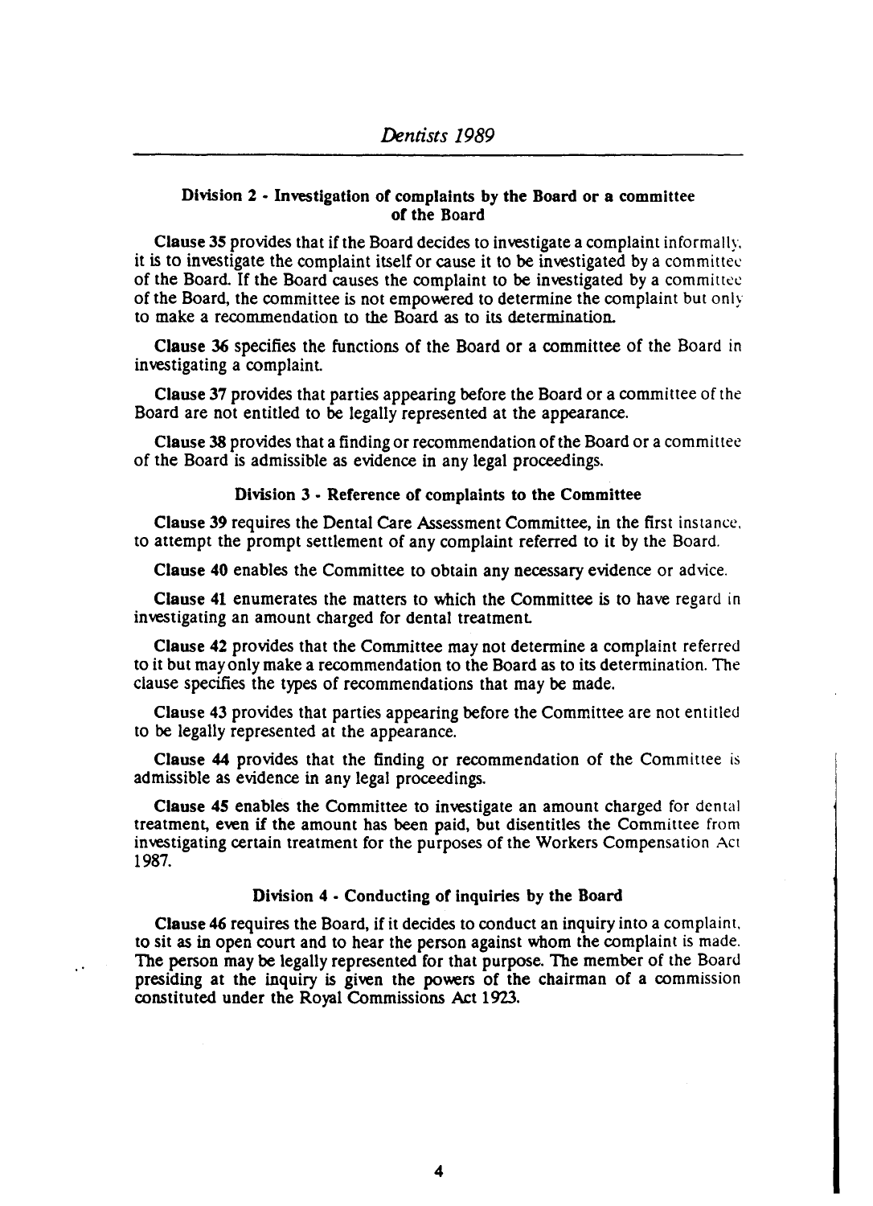### Division 2 - Investigation of complaints by the Board or a committee of the Board

**Clause 35** provides that if the Board decides to investigate a complaint informally, it is to investigate the complaint itself or cause it to be investigated by a committee of the Board. If the Board causes the complaint to be investigated by a committee of the Board, the committee is not empowered to determine the complaint but only to make a recommendation to the Board as to its determination.

**Clause 36** specifies the functions of the Board or a committee of the Board in investigating a complaint.

**Clause 37** provides that parties appearing before the Board or a committee of the Board are not entitled to be legally represented at the appearance.

**Clause 38** provides that a finding or recommendation of the Board or a committee of the Board is admissible as evidence in any legal proceedings.

### Division 3 - Reference of complaints to the Committee

**Clause 39** requires the Dental Care Assessment Committee, in the first instance, to attempt the prompt settlement of any complaint referred to it by the Board.

**Clause 40** enables the Committee to obtain any necessary evidence or advice.

**Clause 41** enumerates the matters to which the Committee is to have regard in investigating an amount charged for dental treatment.

**Clause 42** provides that the Committee may not determine a complaint referred to it but may only make a recommendation to the Board as to its determination. The clause specifies the types of recommendations that may be made.

**Clause 43** provides that parties appearing before the Committee are not entitled to be legally represented at the appearance.

**Clause 44** provides that the finding or recommendation of the Committee is admissible as evidence in any legal proceedings.

**Clause 45** enables the Committee to investigate an amount charged for dental treatment, even if the amount has been paid, but disentitles the Committee from investigating certain treatment for the purposes of the Workers Compensation Act 1987.

### Division 4 - Conducting of inquiries by the Board

**Clause 46** requires the Board, if it decides to conduct an inquiry into a complaint, to sit as in open court and to hear the person against whom the complaint is made. The person may be legally represented for that purpose. The member of the Board presiding at the inquiry is given the powers of the chairman of a commission constituted under the Royal Commissions Act 1923.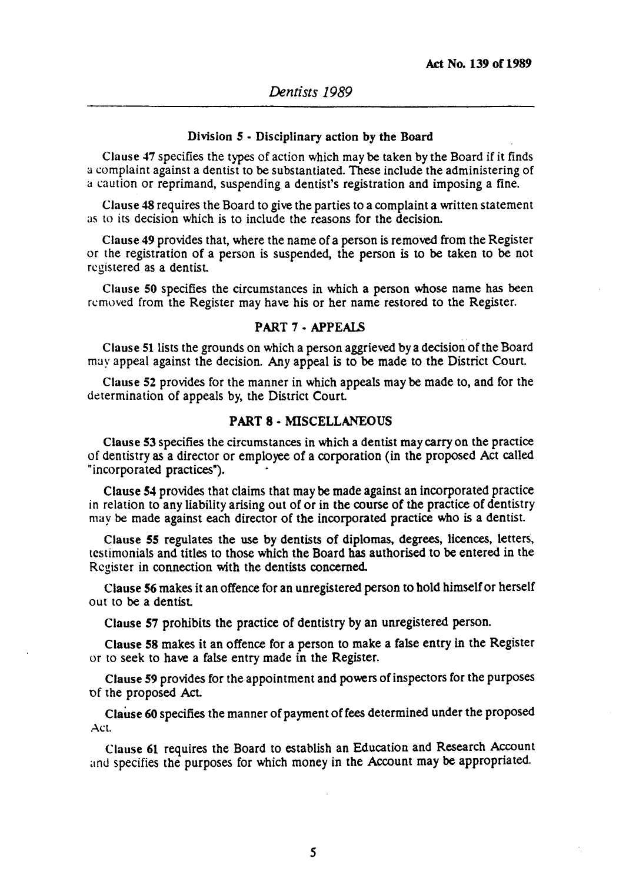#### Division 5 - Disciplinary action by the Board

Clause 47 specifies the types of action which may be taken by the Board if it finds a complaint against a dentist to be substantiated. These include the administering of a caution or reprimand, suspending a dentist's registration and imposing a fine.

Clause 48 requires the Board to give the parties to a complaint a written statement as to its decision which is to include the reasons for the decision.

Clause 49 provides that, where the name of a person is removed from the Register or the registration of a person is suspended, the person is to be taken to be not registered as a dentist.

Clause 50 specifies the circumstances in which a person whose name has been removed from the Register may have his or her name restored to the Register.

### PART 7 - APPEALS

Clause 51 lists the grounds on which a person aggrieved by a decision of the Board may appeal against the decision. Any appeal is to be made to the District Court.

Clause 52 provides for the manner in which appeals may be made to, and for the determination of appeals by, the District Court.

### PART 8 - MISCELLANEOUS

Clause 53 specifies the circumstances in which a dentist may carry on the practice of dentistry as a director or employee of a corporation (in the proposed Act called "incorporated practices").

Clause 54 provides that claims that may be made against an incorporated practice in relation to any liability arising out of or in the course of the practice of dentistry may be made against each director of the incorporated practice who is a dentist.

Clause 55 regulates the use by dentists of diplomas, degrees, licences, letters, testimonials and titles to those which the Board has authorised to be entered in the Register in connection with the dentists concerned.

Clause 56 makes it an offence for an unregistered person to hold himself or herself out to be a dentist.

Clause 57 prohibits the practice of dentistry by an unregistered person.

Clause 58 makes it an offence for a person to make a false entry in the Register or to seek to have a false entry made in the Register.

Clause 59 provides for the appointment and powers of inspectors for the purposes of the proposed Act.

Clause 60 specifies the manner of payment of fees determined under the proposed Act.

Clause 61 requires the Board to establish an Education and Research Account and specifies the purposes for which money in the Account may be appropriated.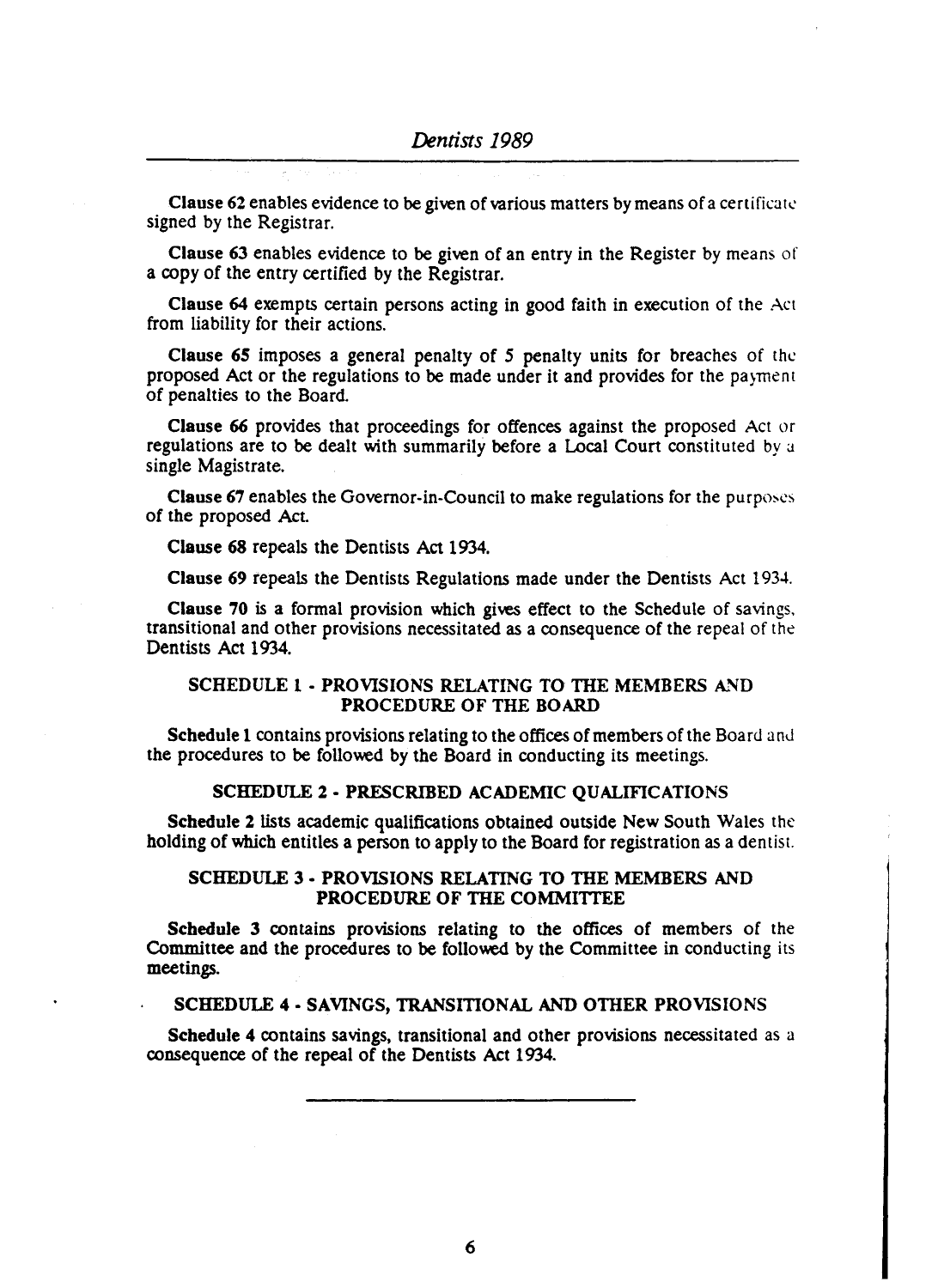**Clause 62** enables evidence to be given of various matters by means of a certificate signed by the Registrar.

**Clause 63** enables evidence to be given of an entry in the Register by means of a copy of the entry certified by the Registrar.

**Clause 64** exempts certain persons acting in good faith in execution of the Act from liability for their actions.

**Clause 65** imposes a general penalty of 5 penalty units for breaches of the proposed Act or the regulations to be made under it and provides for the payment of penalties to the Board.

**Clause 66** provides that proceedings for offences against the proposed Act or regulations are to be dealt with summarily before a Local Court constituted by a single Magistrate.

**Clause 67** enables the Governor-in-Council to make regulations for the purposes of the proposed Act.

**Clause 68** repeals the Dentists Act 1934.

**Clause 69** repeals the Dentists Regulations made under the Dentists Act 1934.

**Clause 70** is a formal provision which gives effect to the Schedule of savings, transitional and other provisions necessitated as a consequence of the repeal of the Dentists Act 1934.

## SCHEDULE 1 - PROVISIONS RELATING TO THE MEMBERS AND PROCEDURE OF THE BOARD

**Schedule 1** contains provisions relating to the offices of members of the Board and the procedures to be followed by the Board in conducting its meetings.

## SCHEDULE 2 - PRESCRIBED ACADEMIC QUALIFICATIONS

**Schedule 2** lists academic qualifications obtained outside New South Wales the holding of which entitles a person to apply to the Board for registration as a dentist.

## SCHEDULE 3 - PROVISIONS RELATING TO THE MEMBERS AND PROCEDURE OF THE COMMITTEE

**Schedule 3** contains provisions relating to the offices of members of the Committee and the procedures to be followed by the Committee in conducting its meetings.

## SCHEDULE 4 - SAVINGS, TRANSITIONAL AND OTHER PROVISIONS

**Schedule 4** contains savings, transitional and other provisions necessitated as a consequence of the repeal of the Dentists Act 1934.